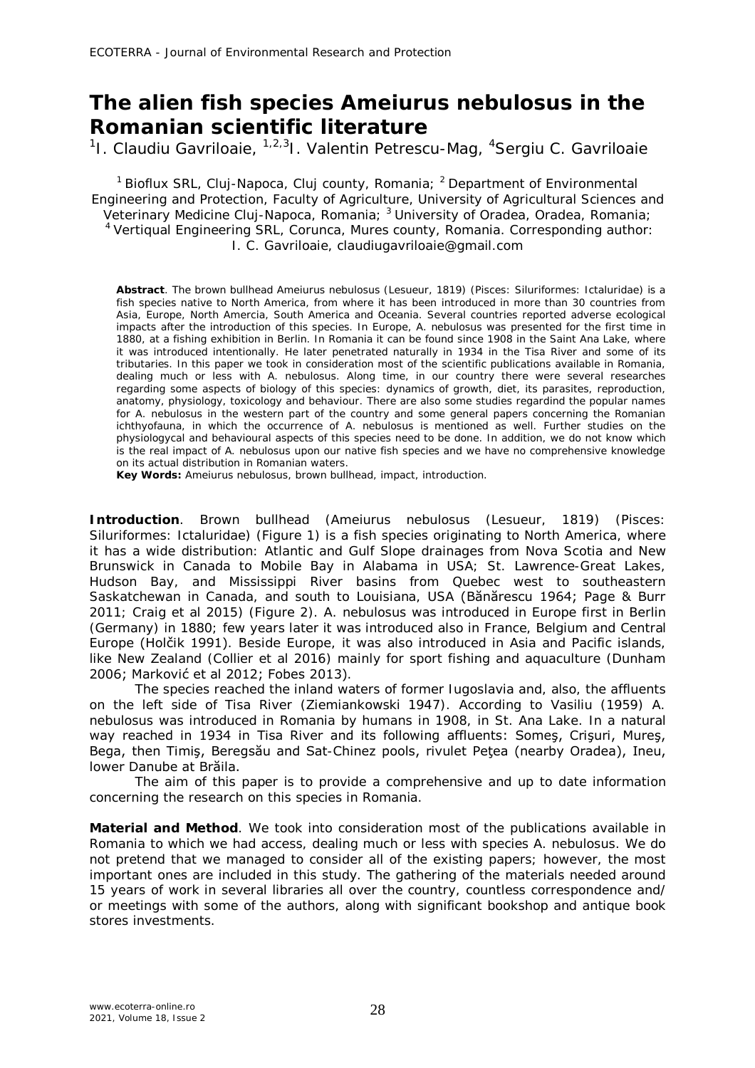# The alien fish species *Ameiurus nebulosus* in the Romanian scientific literature

[1]I. Claudiu Gavriloaie, [1,2,3]I. Valentin Petrescu-Mag, [4]Sergiu C. Gavriloaie

[1] Bioflux SRL, Cluj-Napoca, Cluj county, Romania; [2] Department of Environmental Engineering and Protection, Faculty of Agriculture, University of Agricultural Sciences and Veterinary Medicine Cluj-Napoca, Romania; [3] University of Oradea, Oradea, Romania; [4] Vertiqual Engineering SRL, Corunca, Mures county, Romania. Corresponding author: I. C. Gavriloaie, claudiugavriloaie@gmail.com

**Abstract**. The brown bullhead *Ameiurus nebulosus* (Lesueur, 1819) (Pisces: Siluriformes: Ictaluridae) is a fish species native to North America, from where it has been introduced in more than 30 countries from Asia, Europe, North Amercia, South America and Oceania. Several countries reported adverse ecological impacts after the introduction of this species. In Europe, *A. nebulosus* was presented for the first time in 1880, at a fishing exhibition in Berlin. In Romania it can be found since 1908 in the Saint Ana Lake, where it was introduced intentionally. He later penetrated naturally in 1934 in the Tisa River and some of its tributaries. In this paper we took in consideration most of the scientific publications available in Romania, dealing much or less with *A. nebulosus*. Along time, in our country there were several researches regarding some aspects of biology of this species: dynamics of growth, diet, its parasites, reproduction, anatomy, physiology, toxicology and behaviour. There are also some studies regardind the popular names for *A. nebulosus* in the western part of the country and some general papers concerning the Romanian ichthyofauna, in which the occurrence of *A. nebulosus* is mentioned as well. Further studies on the physiologycal and behavioural aspects of this species need to be done. In addition, we do not know which is the real impact of *A. nebulosus* upon our native fish species and we have no comprehensive knowledge on its actual distribution in Romanian waters.

**Key Words:** *Ameiurus nebulosus*, brown bullhead, impact, introduction.

**Introduction**. Brown bullhead (*Ameiurus nebulosus* (Lesueur, 1819) (Pisces: Siluriformes: Ictaluridae) (Figure 1) is a fish species originating to North America, where it has a wide distribution: Atlantic and Gulf Slope drainages from Nova Scotia and New Brunswick in Canada to Mobile Bay in Alabama in USA; St. Lawrence-Great Lakes, Hudson Bay, and Mississippi River basins from Quebec west to southeastern Saskatchewan in Canada, and south to Louisiana, USA (Bănărescu 1964; Page & Burr 2011; Craig et al 2015) (Figure 2). *A. nebulosus* was introduced in Europe first in Berlin (Germany) in 1880; few years later it was introduced also in France, Belgium and Central Europe (Holčik 1991). Beside Europe, it was also introduced in Asia and Pacific islands, like New Zealand (Collier et al 2016) mainly for sport fishing and aquaculture (Dunham 2006; Marković et al 2012; Fobes 2013).

The species reached the inland waters of former Iugoslavia and, also, the affluents on the left side of Tisa River (Ziemiankowski 1947). According to Vasiliu (1959) *A. nebulosus* was introduced in Romania by humans in 1908, in St. Ana Lake. In a natural way reached in 1934 in Tisa River and its following affluents: Someş, Crişuri, Mureş, Bega, then Timiş, Beregsău and Sat-Chinez pools, rivulet Peţea (nearby Oradea), Ineu, lower Danube at Brăila.

The aim of this paper is to provide a comprehensive and up to date information concerning the research on this species in Romania.

**Material and Method**. We took into consideration most of the publications available in Romania to which we had access, dealing much or less with species *A. nebulosus*. We do not pretend that we managed to consider all of the existing papers; however, the most important ones are included in this study. The gathering of the materials needed around 15 years of work in several libraries all over the country, countless correspondence and/ or meetings with some of the authors, along with significant bookshop and antique book stores investments.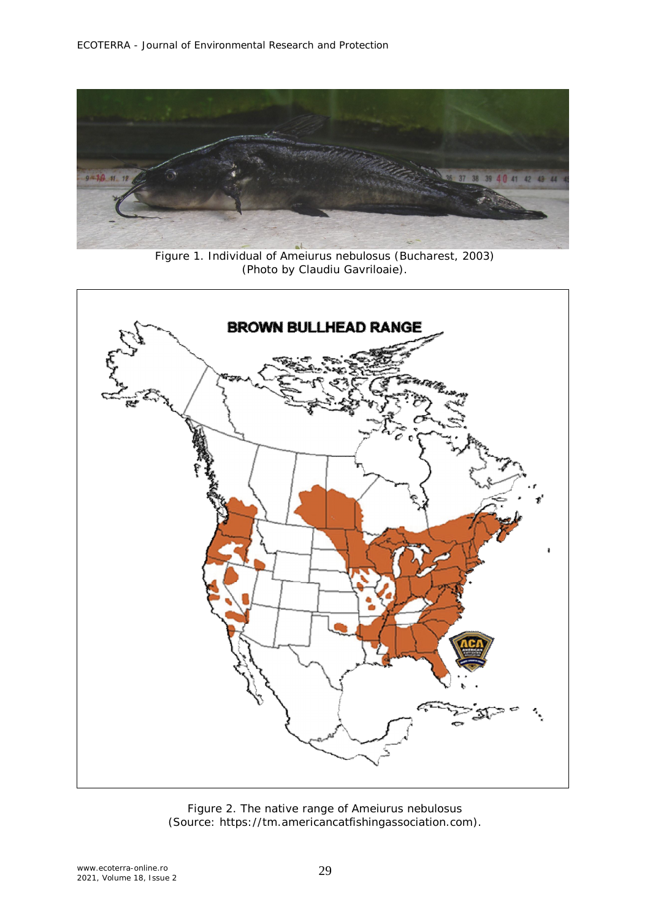Figure 1. Individual of Ameiurus nebulosus (Bucharest, 2003)
(Photo by Claudiu Gavriloaie).

Figure 2. The native range of Ameiurus nebulosus
(Source: https://tm.americancatfishingassociation.com).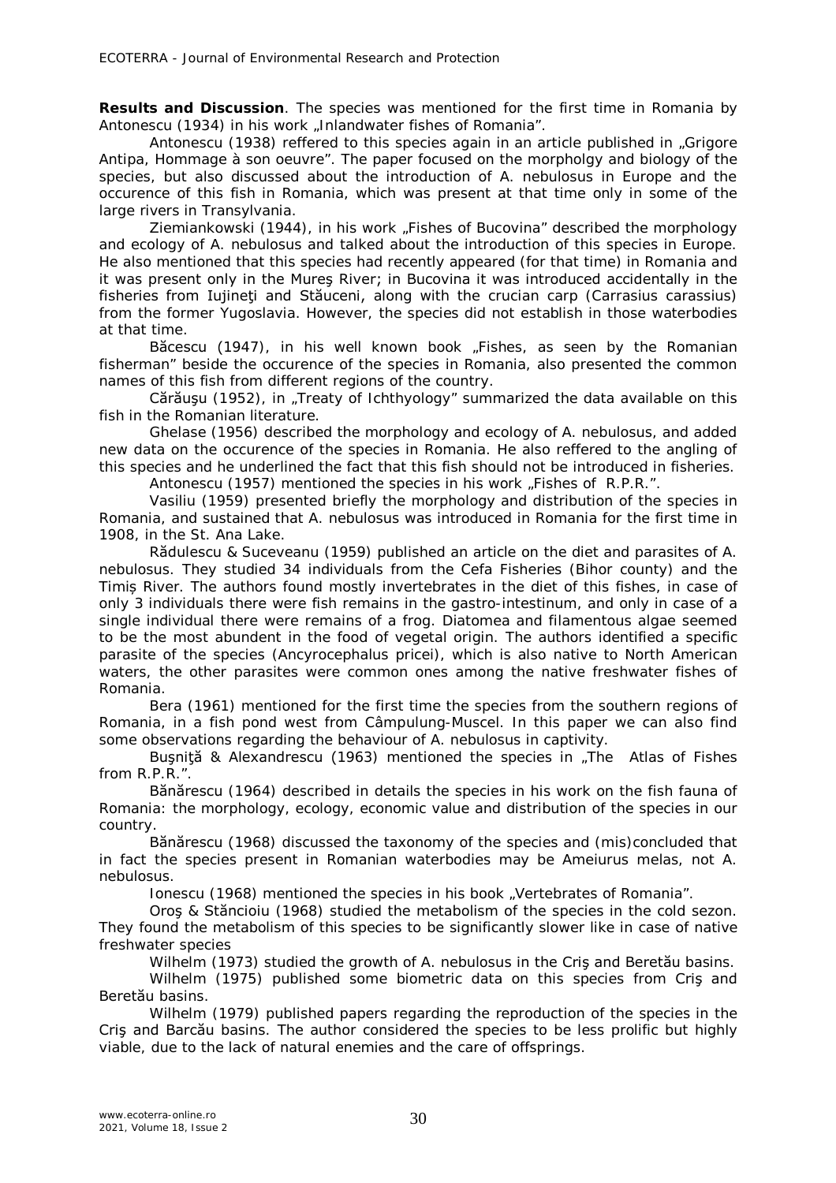**Results and Discussion**. The species was mentioned for the first time in Romania by Antonescu (1934) in his work „Inlandwater fishes of Romania".

Antonescu (1938) reffered to this species again in an article published in „Grigore Antipa, Hommage à son oeuvre". The paper focused on the morpholgy and biology of the species, but also discussed about the introduction of A. nebulosus in Europe and the occurence of this fish in Romania, which was present at that time only in some of the large rivers in Transylvania.

Ziemiankowski (1944), in his work „Fishes of Bucovina" described the morphology and ecology of A. nebulosus and talked about the introduction of this species in Europe. He also mentioned that this species had recently appeared (for that time) in Romania and it was present only in the Mureş River; in Bucovina it was introduced accidentally in the fisheries from Iujineţi and Stăuceni, along with the crucian carp (*Carrasius carassius*) from the former Yugoslavia. However, the species did not establish in those waterbodies at that time.

Băcescu (1947), in his well known book „Fishes, as seen by the Romanian fisherman" beside the occurence of the species in Romania, also presented the common names of this fish from different regions of the country.

Cărăuşu (1952), in „Treaty of Ichthyology" summarized the data available on this fish in the Romanian literature.

Ghelase (1956) described the morphology and ecology of A. nebulosus, and added new data on the occurence of the species in Romania. He also reffered to the angling of this species and he underlined the fact that this fish should not be introduced in fisheries.

Antonescu (1957) mentioned the species in his work „Fishes of R.P.R.".

Vasiliu (1959) presented briefly the morphology and distribution of the species in Romania, and sustained that A. nebulosus was introduced in Romania for the first time in 1908, in the St. Ana Lake.

Rădulescu & Suceveanu (1959) published an article on the diet and parasites of A. nebulosus. They studied 34 individuals from the Cefa Fisheries (Bihor county) and the Timiș River. The authors found mostly invertebrates in the diet of this fishes, in case of only 3 individuals there were fish remains in the gastro-intestinum, and only in case of a single individual there were remains of a frog. Diatomea and filamentous algae seemed to be the most abundent in the food of vegetal origin. The authors identified a specific parasite of the species (*Ancyrocephalus pricei*), which is also native to North American waters, the other parasites were common ones among the native freshwater fishes of Romania.

Bera (1961) mentioned for the first time the species from the southern regions of Romania, in a fish pond west from Câmpulung-Muscel. In this paper we can also find some observations regarding the behaviour of A. nebulosus in captivity.

Buşniţă & Alexandrescu (1963) mentioned the species in „The Atlas of Fishes from R.P.R.".

Bănărescu (1964) described in details the species in his work on the fish fauna of Romania: the morphology, ecology, economic value and distribution of the species in our country.

Bănărescu (1968) discussed the taxonomy of the species and (mis)concluded that in fact the species present in Romanian waterbodies may be Ameiurus melas, not A. nebulosus.

Ionescu (1968) mentioned the species in his book „Vertebrates of Romania".

Oroş & Stăncioiu (1968) studied the metabolism of the species in the cold sezon. They found the metabolism of this species to be significantly slower like in case of native freshwater species

Wilhelm (1973) studied the growth of A. nebulosus in the Criş and Beretău basins.

Wilhelm (1975) published some biometric data on this species from Criş and Beretău basins.

Wilhelm (1979) published papers regarding the reproduction of the species in the Criş and Barcău basins. The author considered the species to be less prolific but highly viable, due to the lack of natural enemies and the care of offsprings.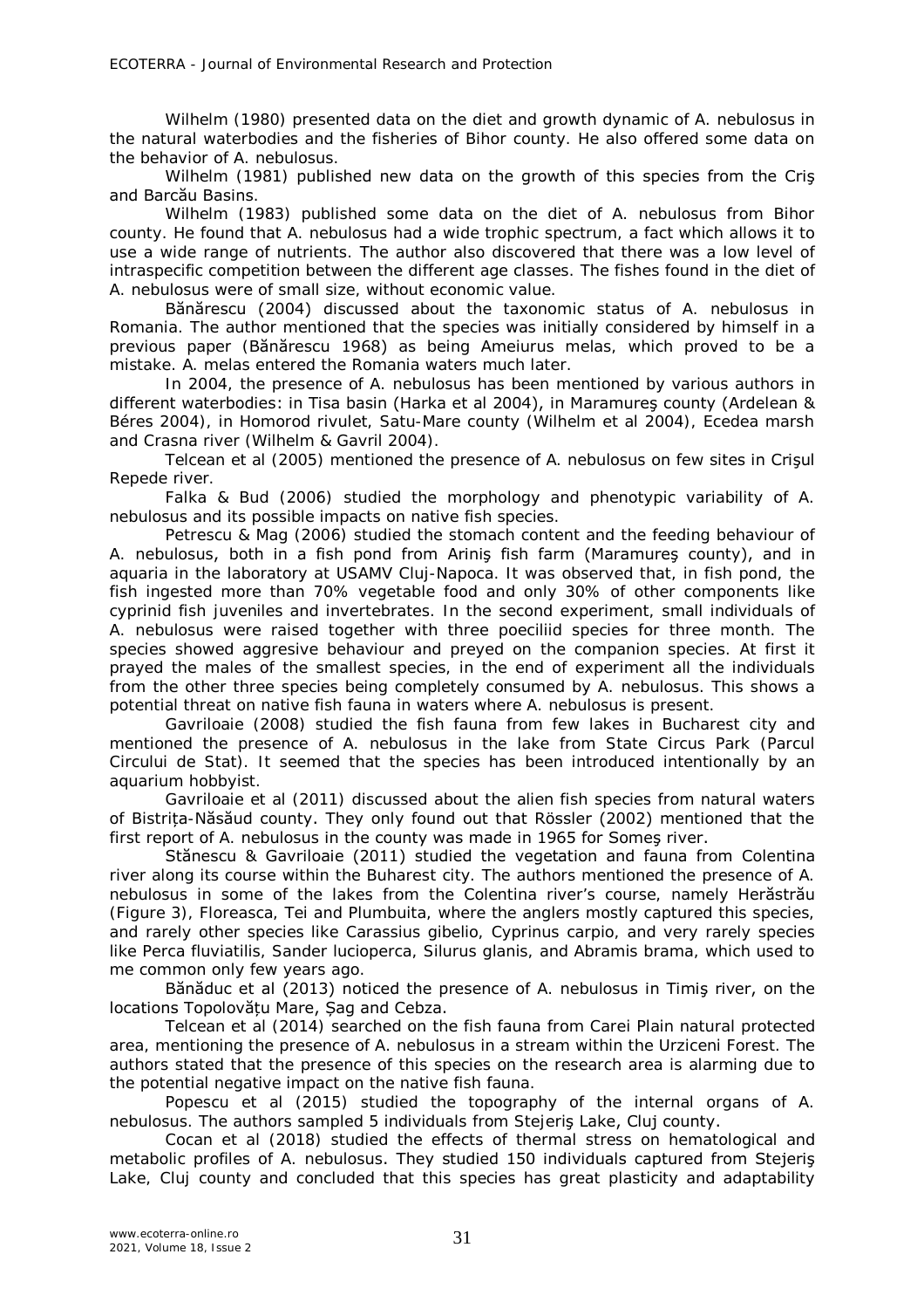Wilhelm (1980) presented data on the diet and growth dynamic of *A. nebulosus* in the natural waterbodies and the fisheries of Bihor county. He also offered some data on the behavior of *A. nebulosus*.

Wilhelm (1981) published new data on the growth of this species from the Criş and Barcău Basins.

Wilhelm (1983) published some data on the diet of *A. nebulosus* from Bihor county. He found that *A. nebulosus* had a wide trophic spectrum, a fact which allows it to use a wide range of nutrients. The author also discovered that there was a low level of intraspecific competition between the different age classes. The fishes found in the diet of *A. nebulosus* were of small size, without economic value.

Bănărescu (2004) discussed about the taxonomic status of *A. nebulosus* in Romania. The author mentioned that the species was initially considered by himself in a previous paper (Bănărescu 1968) as being *Ameiurus melas*, which proved to be a mistake. *A. melas* entered the Romania waters much later.

In 2004, the presence of *A. nebulosus* has been mentioned by various authors in different waterbodies: in Tisa basin (Harka et al 2004), in Maramureş county (Ardelean & Béres 2004), in Homorod rivulet, Satu-Mare county (Wilhelm et al 2004), Ecedea marsh and Crasna river (Wilhelm & Gavril 2004).

Telcean et al (2005) mentioned the presence of *A. nebulosus* on few sites in Crişul Repede river.

Falka & Bud (2006) studied the morphology and phenotypic variability of *A. nebulosus* and its possible impacts on native fish species.

Petrescu & Mag (2006) studied the stomach content and the feeding behaviour of *A. nebulosus*, both in a fish pond from Ariniş fish farm (Maramureş county), and in aquaria in the laboratory at USAMV Cluj-Napoca. It was observed that, in fish pond, the fish ingested more than 70% vegetable food and only 30% of other components like cyprinid fish juveniles and invertebrates. In the second experiment, small individuals of *A. nebulosus* were raised together with three poeciliid species for three month. The species showed aggresive behaviour and preyed on the companion species. At first it prayed the males of the smallest species, in the end of experiment all the individuals from the other three species being completely consumed by *A. nebulosus*. This shows a potential threat on native fish fauna in waters where *A. nebulosus* is present.

Gavriloaie (2008) studied the fish fauna from few lakes in Bucharest city and mentioned the presence of *A. nebulosus* in the lake from State Circus Park (Parcul Circului de Stat). It seemed that the species has been introduced intentionally by an aquarium hobbyist.

Gavriloaie et al (2011) discussed about the alien fish species from natural waters of Bistriţa-Năsăud county. They only found out that Rössler (2002) mentioned that the first report of *A. nebulosus* in the county was made in 1965 for Someş river.

Stănescu & Gavriloaie (2011) studied the vegetation and fauna from Colentina river along its course within the Buharest city. The authors mentioned the presence of *A. nebulosus* in some of the lakes from the Colentina river's course, namely Herăstrău (Figure 3), Floreasca, Tei and Plumbuita, where the anglers mostly captured this species, and rarely other species like *Carassius gibelio*, *Cyprinus carpio*, and very rarely species like *Perca fluviatilis*, *Sander lucioperca*, *Silurus glanis*, and *Abramis brama*, which used to me common only few years ago.

Bănăduc et al (2013) noticed the presence of *A. nebulosus* in Timiş river, on the locations Topolovăţu Mare, Şag and Cebza.

Telcean et al (2014) searched on the fish fauna from Carei Plain natural protected area, mentioning the presence of *A. nebulosus* in a stream within the Urziceni Forest. The authors stated that the presence of this species on the research area is alarming due to the potential negative impact on the native fish fauna.

Popescu et al (2015) studied the topography of the internal organs of *A. nebulosus*. The authors sampled 5 individuals from Stejeriş Lake, Cluj county.

Cocan et al (2018) studied the effects of thermal stress on hematological and metabolic profiles of *A. nebulosus*. They studied 150 individuals captured from Stejeriş Lake, Cluj county and concluded that this species has great plasticity and adaptability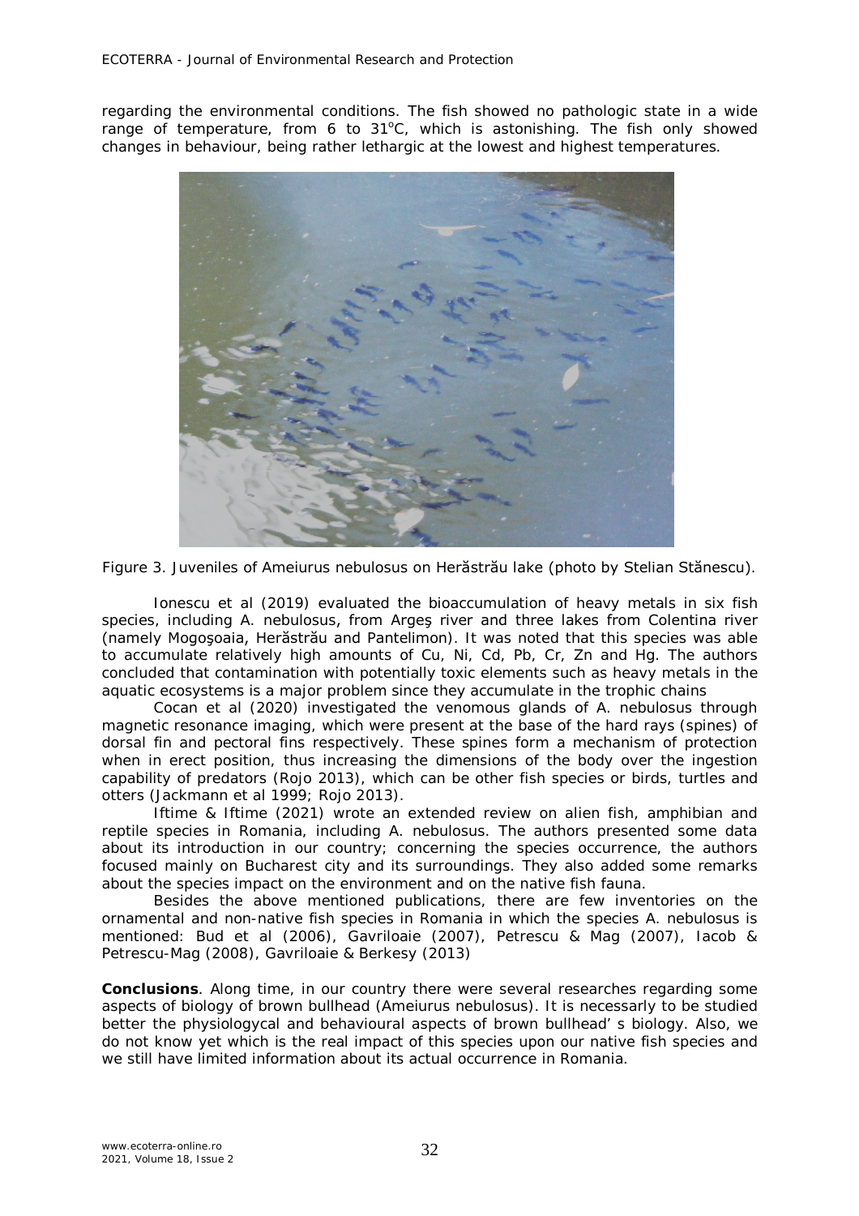regarding the environmental conditions. The fish showed no pathologic state in a wide range of temperature, from 6 to 31°C, which is astonishing. The fish only showed changes in behaviour, being rather lethargic at the lowest and highest temperatures.

Figure 3. Juveniles of *Ameiurus nebulosus* on Herăstrău lake (photo by Stelian Stănescu).

Ionescu et al (2019) evaluated the bioaccumulation of heavy metals in six fish species, including *A. nebulosus*, from Argeş river and three lakes from Colentina river (namely Mogoşoaia, Herăstrău and Pantelimon). It was noted that this species was able to accumulate relatively high amounts of Cu, Ni, Cd, Pb, Cr, Zn and Hg. The authors concluded that contamination with potentially toxic elements such as heavy metals in the aquatic ecosystems is a major problem since they accumulate in the trophic chains

Cocan et al (2020) investigated the venomous glands of *A. nebulosus* through magnetic resonance imaging, which were present at the base of the hard rays (spines) of dorsal fin and pectoral fins respectively. These spines form a mechanism of protection when in erect position, thus increasing the dimensions of the body over the ingestion capability of predators (Rojo 2013), which can be other fish species or birds, turtles and otters (Jackmann et al 1999; Rojo 2013).

Iftime & Iftime (2021) wrote an extended review on alien fish, amphibian and reptile species in Romania, including *A. nebulosus*. The authors presented some data about its introduction in our country; concerning the species occurrence, the authors focused mainly on Bucharest city and its surroundings. They also added some remarks about the species impact on the environment and on the native fish fauna.

Besides the above mentioned publications, there are few inventories on the ornamental and non-native fish species in Romania in which the species *A. nebulosus* is mentioned: Bud et al (2006), Gavriloaie (2007), Petrescu & Mag (2007), Iacob & Petrescu-Mag (2008), Gavriloaie & Berkesy (2013)

**Conclusions**. Along time, in our country there were several researches regarding some aspects of biology of brown bullhead (*Ameiurus nebulosus*). It is necessarly to be studied better the physiologycal and behavioural aspects of brown bullhead' s biology. Also, we do not know yet which is the real impact of this species upon our native fish species and we still have limited information about its actual occurrence in Romania.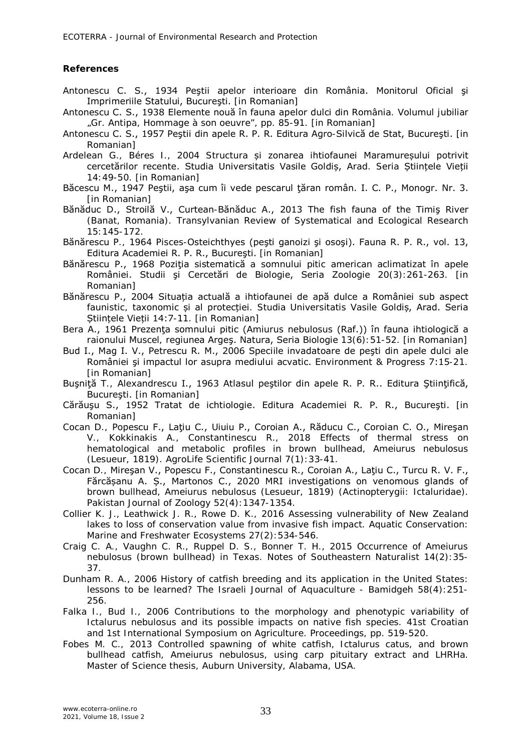**References**

Antonescu C. S., 1934 Peştii apelor interioare din România. Monitorul Oficial şi Imprimeriile Statului, Bucureşti. [in Romanian]

Antonescu C. S., 1938 Elemente nouă în fauna apelor dulci din România. Volumul jubiliar „Gr. Antipa, Hommage à son oeuvre", pp. 85-91. [in Romanian]

Antonescu C. S., 1957 Peştii din apele R. P. R. Editura Agro-Silvică de Stat, Bucureşti. [in Romanian]

Ardelean G., Béres I., 2004 Structura și zonarea ihtiofaunei Maramureșului potrivit cercetărilor recente. Studia Universitatis Vasile Goldiș, Arad. Seria Științele Vieții 14:49-50. [in Romanian]

Băcescu M., 1947 Peştii, aşa cum îi vede pescarul ţăran român. I. C. P., Monogr. Nr. 3. [in Romanian]

Bănăduc D., Stroilă V., Curtean-Bănăduc A., 2013 The fish fauna of the Timiş River (Banat, Romania). Transylvanian Review of Systematical and Ecological Research 15:145-172.

Bănărescu P., 1964 Pisces-Osteichthyes (peşti ganoizi şi osoşi). Fauna R. P. R., vol. 13, Editura Academiei R. P. R., Bucureşti. [in Romanian]

Bănărescu P., 1968 Poziţia sistematică a somnului pitic american aclimatizat în apele României. Studii şi Cercetări de Biologie, Seria Zoologie 20(3):261-263. [in Romanian]

Bănărescu P., 2004 Situația actuală a ihtiofaunei de apă dulce a României sub aspect faunistic, taxonomic și al protecției. Studia Universitatis Vasile Goldiș, Arad. Seria Științele Vieții 14:7-11. [in Romanian]

Bera A., 1961 Prezenţa somnului pitic (Amiurus nebulosus (Raf.)) în fauna ihtiologică a raionului Muscel, regiunea Argeş. Natura, Seria Biologie 13(6):51-52. [in Romanian]

Bud I., Mag I. V., Petrescu R. M., 2006 Speciile invadatoare de peşti din apele dulci ale României şi impactul lor asupra mediului acvatic. Environment & Progress 7:15-21. [in Romanian]

Buşniţă T., Alexandrescu I., 1963 Atlasul peştilor din apele R. P. R.. Editura Ştiinţifică, Bucureşti. [in Romanian]

Cărăuşu S., 1952 Tratat de ichtiologie. Editura Academiei R. P. R., Bucureşti. [in Romanian]

Cocan D., Popescu F., Laţiu C., Uiuiu P., Coroian A., Răducu C., Coroian C. O., Mireşan V., Kokkinakis A., Constantinescu R., 2018 Effects of thermal stress on hematological and metabolic profiles in brown bullhead, Ameiurus nebulosus (Lesueur, 1819). AgroLife Scientific Journal 7(1):33-41.

Cocan D., Mireşan V., Popescu F., Constantinescu R., Coroian A., Laţiu C., Turcu R. V. F., Fărcășanu A. Ș., Martonos C., 2020 MRI investigations on venomous glands of brown bullhead, Ameiurus nebulosus (Lesueur, 1819) (Actinopterygii: Ictaluridae). Pakistan Journal of Zoology 52(4):1347-1354.

Collier K. J., Leathwick J. R., Rowe D. K., 2016 Assessing vulnerability of New Zealand lakes to loss of conservation value from invasive fish impact. Aquatic Conservation: Marine and Freshwater Ecosystems 27(2):534-546.

Craig C. A., Vaughn C. R., Ruppel D. S., Bonner T. H., 2015 Occurrence of Ameiurus nebulosus (brown bullhead) in Texas. Notes of Southeastern Naturalist 14(2):35-37.

Dunham R. A., 2006 History of catfish breeding and its application in the United States: lessons to be learned? The Israeli Journal of Aquaculture - Bamidgeh 58(4):251-256.

Falka I., Bud I., 2006 Contributions to the morphology and phenotypic variability of Ictalurus nebulosus and its possible impacts on native fish species. 41st Croatian and 1st International Symposium on Agriculture. Proceedings, pp. 519-520.

Fobes M. C., 2013 Controlled spawning of white catfish, Ictalurus catus, and brown bullhead catfish, Ameiurus nebulosus, using carp pituitary extract and LHRHa. Master of Science thesis, Auburn University, Alabama, USA.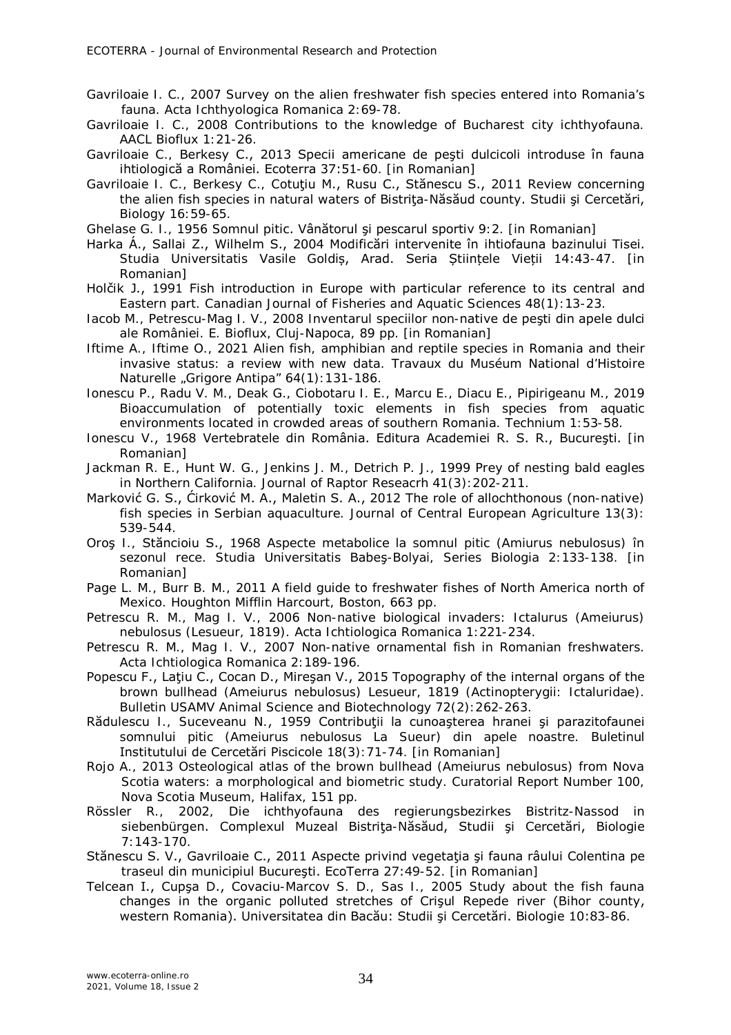Gavriloaie I. C., 2007 Survey on the alien freshwater fish species entered into Romania's fauna. *Acta Ichthyologica Romanica* 2:69-78.

Gavriloaie I. C., 2008 Contributions to the knowledge of Bucharest city ichthyofauna. *AACL Bioflux* 1:21-26.

Gavriloaie C., Berkesy C., 2013 Specii americane de peşti dulcicoli introduse în fauna ihtiologică a României. *Ecoterra* 37:51-60. [in Romanian]

Gavriloaie I. C., Berkesy C., Cotuţiu M., Rusu C., Stănescu S., 2011 Review concerning the alien fish species in natural waters of Bistriţa-Năsăud county. *Studii şi Cercetări, Biology* 16:59-65.

Ghelase G. I., 1956 Somnul pitic. *Vânătorul şi pescarul sportiv* 9:2. [in Romanian]

Harka Á., Sallai Z., Wilhelm S., 2004 Modificări intervenite în ihtiofauna bazinului Tisei. *Studia Universitatis Vasile Goldiș, Arad. Seria Științele Vieții* 14:43-47. [in Romanian]

Holčik J., 1991 Fish introduction in Europe with particular reference to its central and Eastern part. *Canadian Journal of Fisheries and Aquatic Sciences* 48(1):13-23.

Iacob M., Petrescu-Mag I. V., 2008 Inventarul speciilor non-native de peşti din apele dulci ale României. E. Bioflux, Cluj-Napoca, 89 pp. [in Romanian]

Iftime A., Iftime O., 2021 Alien fish, amphibian and reptile species in Romania and their invasive status: a review with new data. *Travaux du Muséum National d'Histoire Naturelle „Grigore Antipa"* 64(1):131-186.

Ionescu P., Radu V. M., Deak G., Ciobotaru I. E., Marcu E., Diacu E., Pipirigeanu M., 2019 Bioaccumulation of potentially toxic elements in fish species from aquatic environments located in crowded areas of southern Romania. *Technium* 1:53-58.

Ionescu V., 1968 Vertebratele din România. Editura Academiei R. S. R., Bucureşti. [in Romanian]

Jackman R. E., Hunt W. G., Jenkins J. M., Detrich P. J., 1999 Prey of nesting bald eagles in Northern California. *Journal of Raptor Reseacrh* 41(3):202-211.

Marković G. S., Ćirković M. A., Maletin S. A., 2012 The role of allochthonous (non-native) fish species in Serbian aquaculture. *Journal of Central European Agriculture* 13(3): 539-544.

Oroş I., Stăncioiu S., 1968 Aspecte metabolice la somnul pitic (*Amiurus nebulosus*) în sezonul rece. *Studia Universitatis Babeş-Bolyai, Series Biologia* 2:133-138. [in Romanian]

Page L. M., Burr B. M., 2011 A field guide to freshwater fishes of North America north of Mexico. Houghton Mifflin Harcourt, Boston, 663 pp.

Petrescu R. M., Mag I. V., 2006 Non-native biological invaders: *Ictalurus* (*Ameiurus*) *nebulosus* (Lesueur, 1819). *Acta Ichtiologica Romanica* 1:221-234.

Petrescu R. M., Mag I. V., 2007 Non-native ornamental fish in Romanian freshwaters. *Acta Ichtiologica Romanica* 2:189-196.

Popescu F., Laţiu C., Cocan D., Mireşan V., 2015 Topography of the internal organs of the brown bullhead (*Ameiurus nebulosus*) Lesueur, 1819 (Actinopterygii: Ictaluridae). *Bulletin USAMV Animal Science and Biotechnology* 72(2):262-263.

Rădulescu I., Suceveanu N., 1959 Contribuţii la cunoaşterea hranei şi parazitofaunei somnului pitic (*Ameiurus nebulosus* La Sueur) din apele noastre. *Buletinul Institutului de Cercetări Piscicole* 18(3):71-74. [in Romanian]

Rojo A., 2013 Osteological atlas of the brown bullhead (*Ameiurus nebulosus*) from Nova Scotia waters: a morphological and biometric study. Curatorial Report Number 100, Nova Scotia Museum, Halifax, 151 pp.

Rössler R., 2002, Die ichthyofauna des regierungsbezirkes Bistritz-Nassod in siebenbürgen. *Complexul Muzeal Bistriţa-Năsăud, Studii şi Cercetări, Biologie* 7:143-170.

Stănescu S. V., Gavriloaie C., 2011 Aspecte privind vegetaţia şi fauna râului Colentina pe traseul din municipiul Bucureşti. *EcoTerra* 27:49-52. [in Romanian]

Telcean I., Cupşa D., Covaciu-Marcov S. D., Sas I., 2005 Study about the fish fauna changes in the organic polluted stretches of Crişul Repede river (Bihor county, western Romania). *Universitatea din Bacău: Studii şi Cercetări. Biologie* 10:83-86.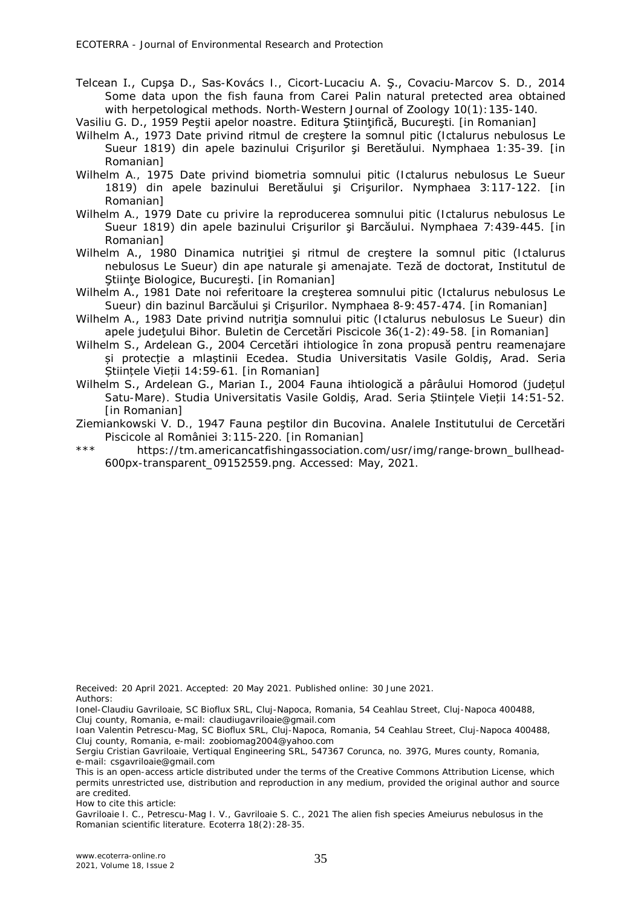Telcean I., Cupşa D., Sas-Kovács I., Cicort-Lucaciu A. Ş., Covaciu-Marcov S. D., 2014 Some data upon the fish fauna from Carei Palin natural pretected area obtained with herpetological methods. North-Western Journal of Zoology 10(1):135-140.

Vasiliu G. D., 1959 Peştii apelor noastre. Editura Ştiinţifică, Bucureşti. [in Romanian]

Wilhelm A., 1973 Date privind ritmul de creştere la somnul pitic (Ictalurus nebulosus Le Sueur 1819) din apele bazinului Crişurilor şi Beretăului. Nymphaea 1:35-39. [in Romanian]

Wilhelm A., 1975 Date privind biometria somnului pitic (Ictalurus nebulosus Le Sueur 1819) din apele bazinului Beretăului şi Crişurilor. Nymphaea 3:117-122. [in Romanian]

Wilhelm A., 1979 Date cu privire la reproducerea somnului pitic (Ictalurus nebulosus Le Sueur 1819) din apele bazinului Crişurilor şi Barcăului. Nymphaea 7:439-445. [in Romanian]

Wilhelm A., 1980 Dinamica nutriţiei şi ritmul de creştere la somnul pitic (Ictalurus nebulosus Le Sueur) din ape naturale şi amenajate. Teză de doctorat, Institutul de Ştiinţe Biologice, Bucureşti. [in Romanian]

Wilhelm A., 1981 Date noi referitoare la creşterea somnului pitic (Ictalurus nebulosus Le Sueur) din bazinul Barcăului şi Crişurilor. Nymphaea 8-9:457-474. [in Romanian]

Wilhelm A., 1983 Date privind nutriţia somnului pitic (Ictalurus nebulosus Le Sueur) din apele judeţului Bihor. Buletin de Cercetări Piscicole 36(1-2):49-58. [in Romanian]

Wilhelm S., Ardelean G., 2004 Cercetări ihtiologice în zona propusă pentru reamenajare și protecție a mlaștinii Ecedea. Studia Universitatis Vasile Goldiș, Arad. Seria Științele Vieții 14:59-61. [in Romanian]

Wilhelm S., Ardelean G., Marian I., 2004 Fauna ihtiologică a pârâului Homorod (județul Satu-Mare). Studia Universitatis Vasile Goldiș, Arad. Seria Științele Vieții 14:51-52. [in Romanian]

Ziemiankowski V. D., 1947 Fauna peştilor din Bucovina. Analele Institutului de Cercetări Piscicole al României 3:115-220. [in Romanian]

*** https://tm.americancatfishingassociation.com/usr/img/range-brown_bullhead-600px-transparent_09152559.png. Accessed: May, 2021.

Received: 20 April 2021. Accepted: 20 May 2021. Published online: 30 June 2021.
Authors:
Ionel-Claudiu Gavriloaie, SC Bioflux SRL, Cluj-Napoca, Romania, 54 Ceahlau Street, Cluj-Napoca 400488, Cluj county, Romania, e-mail: claudiugavriloaie@gmail.com
Ioan Valentin Petrescu-Mag, SC Bioflux SRL, Cluj-Napoca, Romania, 54 Ceahlau Street, Cluj-Napoca 400488, Cluj county, Romania, e-mail: zoobiomag2004@yahoo.com
Sergiu Cristian Gavriloaie, Vertiqual Engineering SRL, 547367 Corunca, no. 397G, Mures county, Romania, e-mail: csgavriloaie@gmail.com
This is an open-access article distributed under the terms of the Creative Commons Attribution License, which permits unrestricted use, distribution and reproduction in any medium, provided the original author and source are credited.
How to cite this article:
Gavriloaie I. C., Petrescu-Mag I. V., Gavriloaie S. C., 2021 The alien fish species Ameiurus nebulosus in the Romanian scientific literature. Ecoterra 18(2):28-35.